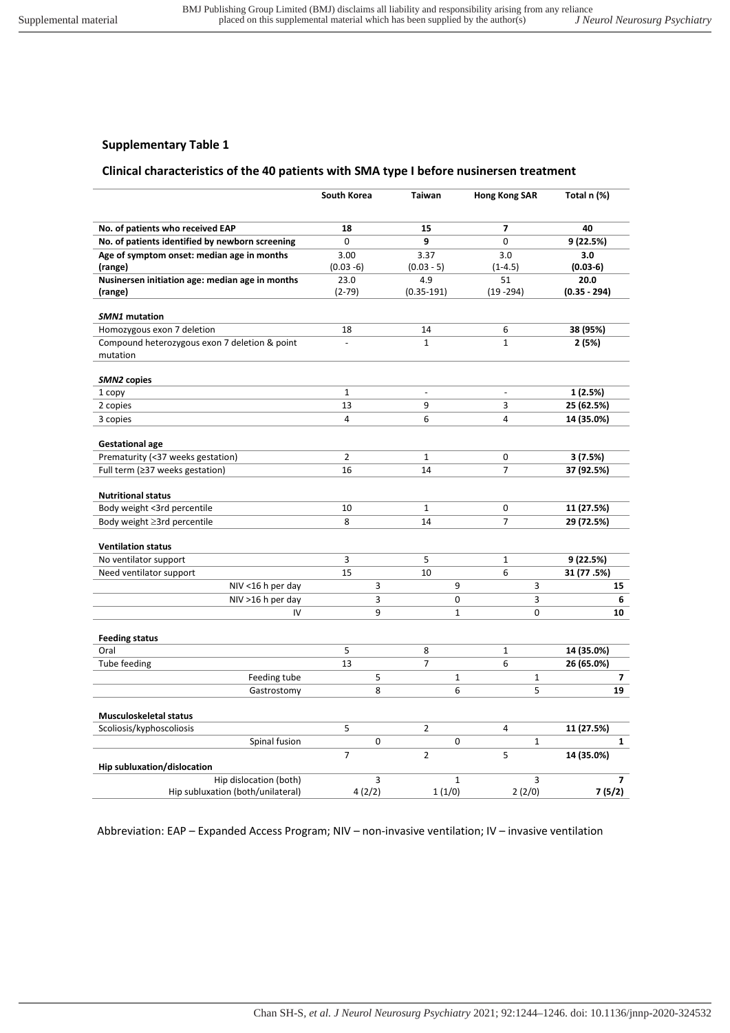## Supplementary Table 1

### Clinical characteristics of the 40 patients with SMA type I before nusinersen treatment

| | South Korea | Taiwan | Hong Kong SAR | Total n (%) |
|---|---|---|---|---|
| **No. of patients who received EAP** | **18** | **15** | **7** | **40** |
| **No. of patients identified by newborn screening** | 0 | **9** | 0 | **9 (22.5%)** |
| **Age of symptom onset: median age in months (range)** | 3.00 (0.03 -6) | 3.37 (0.03 - 5) | 3.0 (1-4.5) | **3.0 (0.03-6)** |
| **Nusinersen initiation age: median age in months (range)** | 23.0 (2-79) | 4.9 (0.35-191) | 51 (19 -294) | **20.0 (0.35 - 294)** |
| ***SMN1* mutation** | | | | |
| Homozygous exon 7 deletion | 18 | 14 | 6 | **38 (95%)** |
| Compound heterozygous exon 7 deletion & point mutation | - | 1 | 1 | **2 (5%)** |
| ***SMN2* copies** | | | | |
| 1 copy | 1 | - | - | **1 (2.5%)** |
| 2 copies | 13 | 9 | 3 | **25 (62.5%)** |
| 3 copies | 4 | 6 | 4 | **14 (35.0%)** |
| **Gestational age** | | | | |
| Prematurity (<37 weeks gestation) | 2 | 1 | 0 | **3 (7.5%)** |
| Full term (≥37 weeks gestation) | 16 | 14 | 7 | **37 (92.5%)** |
| **Nutritional status** | | | | |
| Body weight <3rd percentile | 10 | 1 | 0 | **11 (27.5%)** |
| Body weight ≥3rd percentile | 8 | 14 | 7 | **29 (72.5%)** |
| **Ventilation status** | | | | |
| No ventilator support | 3 | 5 | 1 | **9 (22.5%)** |
| Need ventilator support | 15 | 10 | 6 | **31 (77 .5%)** |
| NIV <16 h per day | 3 | 9 | 3 | **15** |
| NIV >16 h per day | 3 | 0 | 3 | **6** |
| IV | 9 | 1 | 0 | **10** |
| **Feeding status** | | | | |
| Oral | 5 | 8 | 1 | **14 (35.0%)** |
| Tube feeding | 13 | 7 | 6 | **26 (65.0%)** |
| Feeding tube | 5 | 1 | 1 | **7** |
| Gastrostomy | 8 | 6 | 5 | **19** |
| **Musculoskeletal status** | | | | |
| Scoliosis/kyphoscoliosis | 5 | 2 | 4 | **11 (27.5%)** |
| Spinal fusion | 0 | 0 | 1 | **1** |
| **Hip subluxation/dislocation** | 7 | 2 | 5 | **14 (35.0%)** |
| Hip dislocation (both) | 3 | 1 | 3 | **7** |
| Hip subluxation (both/unilateral) | 4 (2/2) | 1 (1/0) | 2 (2/0) | **7 (5/2)** |

Abbreviation: EAP – Expanded Access Program; NIV – non-invasive ventilation; IV – invasive ventilation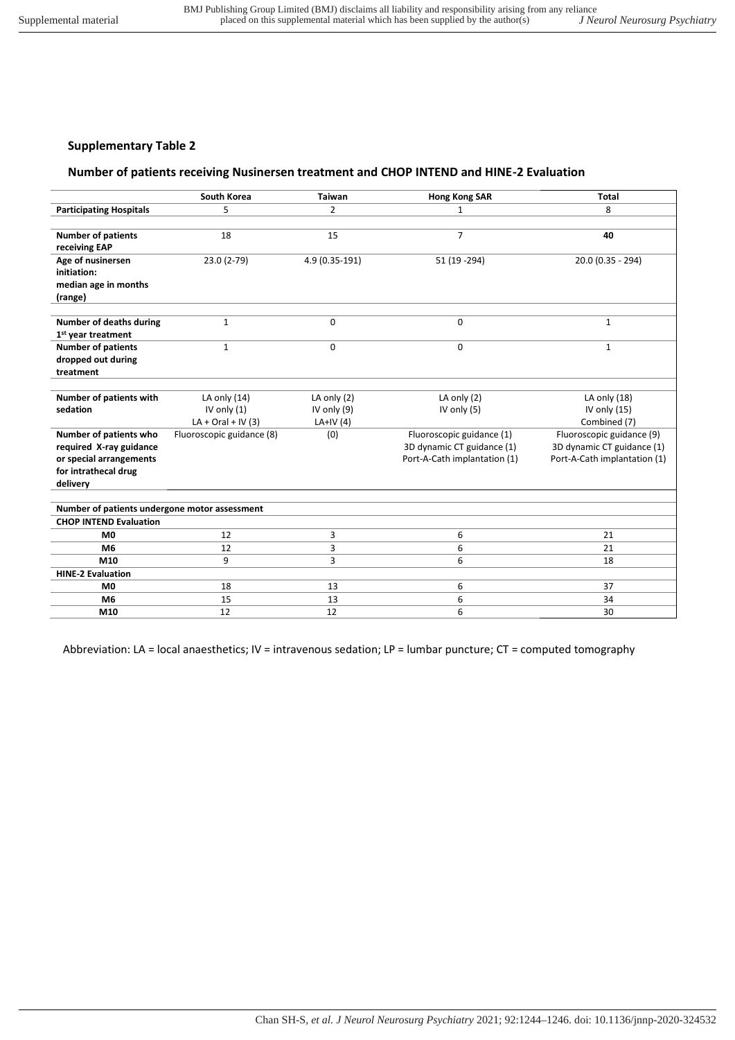## Supplementary Table 2

### Number of patients receiving Nusinersen treatment and CHOP INTEND and HINE-2 Evaluation

| | South Korea | Taiwan | Hong Kong SAR | Total |
|---|---|---|---|---|
| **Participating Hospitals** | 5 | 2 | 1 | 8 |
| | | | | |
| **Number of patients receiving EAP** | 18 | 15 | 7 | **40** |
| **Age of nusinersen initiation: median age in months (range)** | 23.0 (2-79) | 4.9 (0.35-191) | 51 (19 -294) | 20.0 (0.35 - 294) |
| | | | | |
| **Number of deaths during 1st year treatment** | 1 | 0 | 0 | 1 |
| **Number of patients dropped out during treatment** | 1 | 0 | 0 | 1 |
| | | | | |
| **Number of patients with sedation** | LA only (14)<br>IV only (1)<br>LA + Oral + IV (3) | LA only (2)<br>IV only (9)<br>LA+IV (4) | LA only (2)<br>IV only (5) | LA only (18)<br>IV only (15)<br>Combined (7) |
| **Number of patients who required X-ray guidance or special arrangements for intrathecal drug delivery** | Fluoroscopic guidance (8) | (0) | Fluoroscopic guidance (1)<br>3D dynamic CT guidance (1)<br>Port-A-Cath implantation (1) | Fluoroscopic guidance (9)<br>3D dynamic CT guidance (1)<br>Port-A-Cath implantation (1) |
| | | | | |
| **Number of patients undergone motor assessment** | | | | |
| **CHOP INTEND Evaluation** | | | | |
| **M0** | 12 | 3 | 6 | 21 |
| **M6** | 12 | 3 | 6 | 21 |
| **M10** | 9 | 3 | 6 | 18 |
| **HINE-2 Evaluation** | | | | |
| **M0** | 18 | 13 | 6 | 37 |
| **M6** | 15 | 13 | 6 | 34 |
| **M10** | 12 | 12 | 6 | 30 |

Abbreviation: LA = local anaesthetics; IV = intravenous sedation; LP = lumbar puncture; CT = computed tomography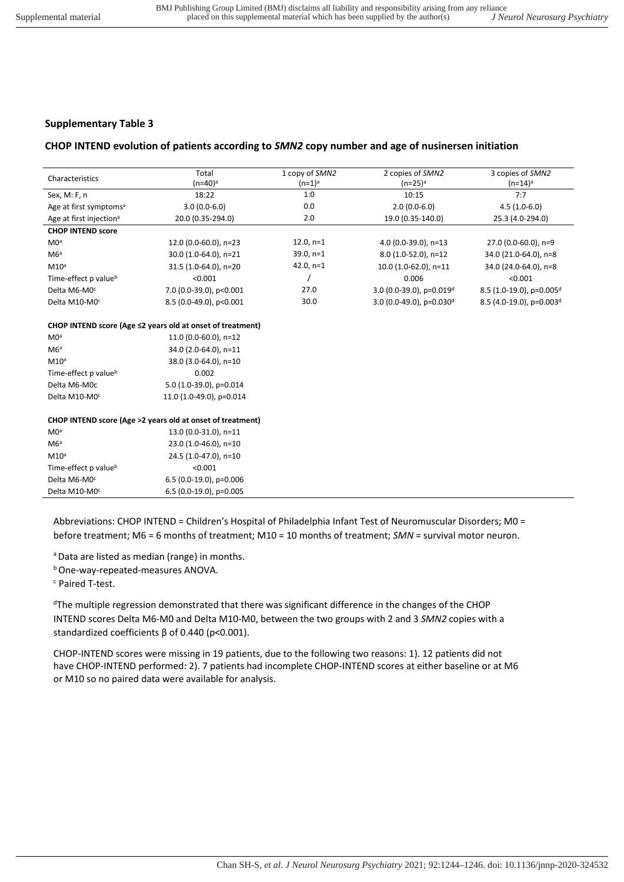## Supplementary Table 3

### CHOP INTEND evolution of patients according to *SMN2* copy number and age of nusinersen initiation

| Characteristics | Total (n=40)[a] | 1 copy of *SMN2* (n=1)[a] | 2 copies of *SMN2* (n=25)[a] | 3 copies of *SMN2* (n=14)[a] |
|---|---|---|---|---|
| Sex, M: F, n | 18:22 | 1:0 | 10:15 | 7:7 |
| Age at first symptoms[a] | 3.0 (0.0-6.0) | 0.0 | 2.0 (0.0-6.0) | 4.5 (1.0-6.0) |
| Age at first injection[a] | 20.0 (0.35-294.0) | 2.0 | 19.0 (0.35-140.0) | 25.3 (4.0-294.0) |
| **CHOP INTEND score** | | | | |
| M0[a] | 12.0 (0.0-60.0), n=23 | 12.0, n=1 | 4.0 (0.0-39.0), n=13 | 27.0 (0.0-60.0), n=9 |
| M6[a] | 30.0 (1.0-64.0), n=21 | 39.0, n=1 | 8.0 (1.0-52.0), n=12 | 34.0 (21.0-64.0), n=8 |
| M10[a] | 31.5 (1.0-64.0), n=20 | 42.0, n=1 | 10.0 (1.0-62.0), n=11 | 34.0 (24.0-64.0), n=8 |
| Time-effect p value[b] | <0.001 | / | 0.006 | <0.001 |
| Delta M6-M0[c] | 7.0 (0.0-39.0), p<0.001 | 27.0 | 3.0 (0.0-39.0), p=0.019[d] | 8.5 (1.0-19.0), p=0.005[d] |
| Delta M10-M0[c] | 8.5 (0.0-49.0), p<0.001 | 30.0 | 3.0 (0.0-49.0), p=0.030[d] | 8.5 (4.0-19.0), p=0.003[d] |
| **CHOP INTEND score (Age ≤2 years old at onset of treatment)** | | | | |
| M0[a] | 11.0 (0.0-60.0), n=12 | | | |
| M6[a] | 34.0 (2.0-64.0), n=11 | | | |
| M10[a] | 38.0 (3.0-64.0), n=10 | | | |
| Time-effect p value[b] | 0.002 | | | |
| Delta M6-M0c | 5.0 (1.0-39.0), p=0.014 | | | |
| Delta M10-M0[c] | 11.0 (1.0-49.0), p=0.014 | | | |
| **CHOP INTEND score (Age >2 years old at onset of treatment)** | | | | |
| M0[a] | 13.0 (0.0-31.0), n=11 | | | |
| M6[a] | 23.0 (1.0-46.0), n=10 | | | |
| M10[a] | 24.5 (1.0-47.0), n=10 | | | |
| Time-effect p value[b] | <0.001 | | | |
| Delta M6-M0[c] | 6.5 (0.0-19.0), p=0.006 | | | |
| Delta M10-M0[c] | 6.5 (0.0-19.0), p=0.005 | | | |

Abbreviations: CHOP INTEND = Children's Hospital of Philadelphia Infant Test of Neuromuscular Disorders; M0 = before treatment; M6 = 6 months of treatment; M10 = 10 months of treatment; *SMN* = survival motor neuron.

[a] Data are listed as median (range) in months.

[b] One-way-repeated-measures ANOVA.

[c] Paired T-test.

[d] The multiple regression demonstrated that there was significant difference in the changes of the CHOP INTEND scores Delta M6-M0 and Delta M10-M0, between the two groups with 2 and 3 *SMN2* copies with a standardized coefficients β of 0.440 (p<0.001).

CHOP-INTEND scores were missing in 19 patients, due to the following two reasons: 1). 12 patients did not have CHOP-INTEND performed: 2). 7 patients had incomplete CHOP-INTEND scores at either baseline or at M6 or M10 so no paired data were available for analysis.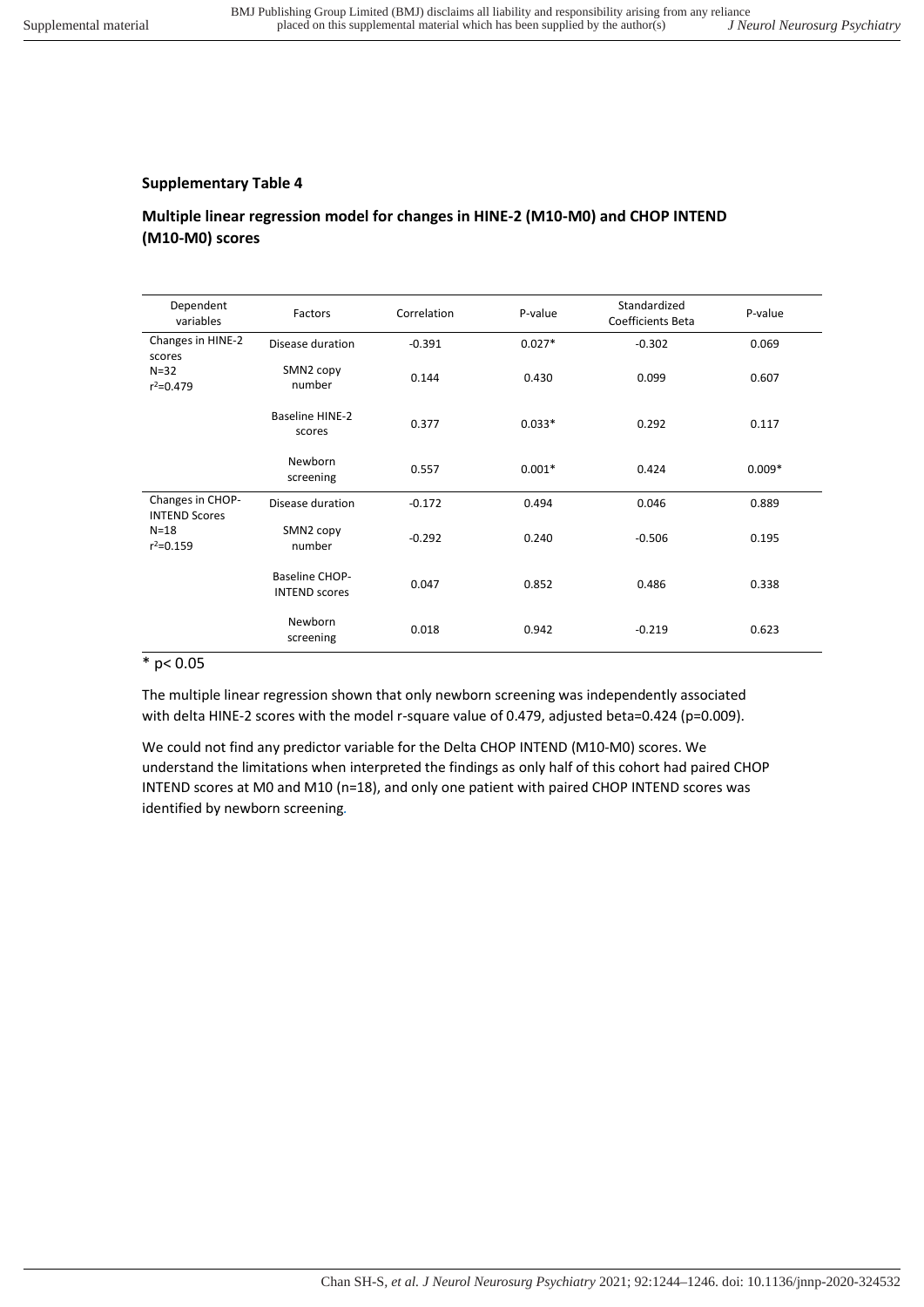## Supplementary Table 4

## Multiple linear regression model for changes in HINE-2 (M10-M0) and CHOP INTEND (M10-M0) scores

| Dependent variables | Factors | Correlation | P-value | Standardized Coefficients Beta | P-value |
|---|---|---|---|---|---|
| Changes in HINE-2 scores<br>N=32<br>$r^2$=0.479 | Disease duration | -0.391 | 0.027* | -0.302 | 0.069 |
| | SMN2 copy number | 0.144 | 0.430 | 0.099 | 0.607 |
| | Baseline HINE-2 scores | 0.377 | 0.033* | 0.292 | 0.117 |
| | Newborn screening | 0.557 | 0.001* | 0.424 | 0.009* |
| Changes in CHOP-INTEND Scores<br>N=18<br>$r^2$=0.159 | Disease duration | -0.172 | 0.494 | 0.046 | 0.889 |
| | SMN2 copy number | -0.292 | 0.240 | -0.506 | 0.195 |
| | Baseline CHOP-INTEND scores | 0.047 | 0.852 | 0.486 | 0.338 |
| | Newborn screening | 0.018 | 0.942 | -0.219 | 0.623 |

\* $p < 0.05$

The multiple linear regression shown that only newborn screening was independently associated with delta HINE-2 scores with the model r-square value of 0.479, adjusted beta=0.424 (p=0.009).

We could not find any predictor variable for the Delta CHOP INTEND (M10-M0) scores. We understand the limitations when interpreted the findings as only half of this cohort had paired CHOP INTEND scores at M0 and M10 (n=18), and only one patient with paired CHOP INTEND scores was identified by newborn screening.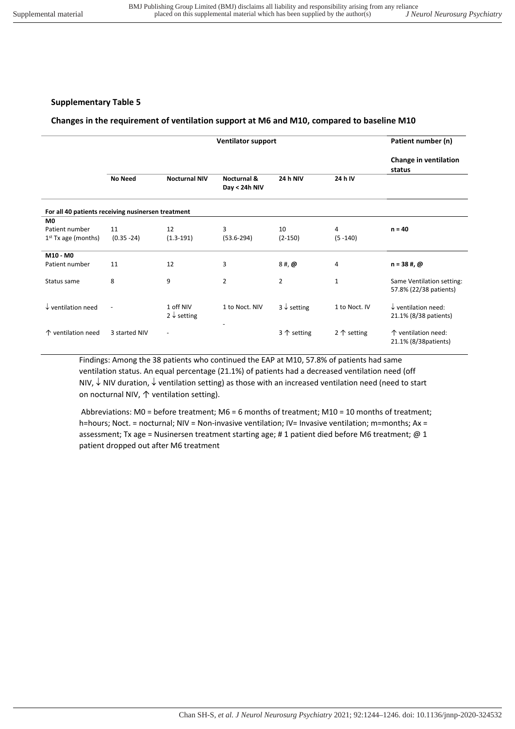## Supplementary Table 5

### Changes in the requirement of ventilation support at M6 and M10, compared to baseline M10

| | Ventilator support | | | | | Patient number (n) |
|---|---|---|---|---|---|---|
| | | | | | | Change in ventilation status |
| | No Need | Nocturnal NIV | Nocturnal & Day < 24h NIV | 24 h NIV | 24 h IV | |
| **For all 40 patients receiving nusinersen treatment** | | | | | | |
| **M0** | | | | | | |
| Patient number | 11 | 12 | 3 | 10 | 4 | **n = 40** |
| 1st Tx age (months) | (0.35 -24) | (1.3-191) | (53.6-294) | (2-150) | (5 -140) | |
| **M10 - M0** | | | | | | |
| Patient number | 11 | 12 | 3 | 8 #, **@** | 4 | **n = 38 #, @** |
| Status same | 8 | 9 | 2 | 2 | 1 | Same Ventilation setting: 57.8% (22/38 patients) |
| ↓ ventilation need | - | 1 off NIV<br>2 ↓ setting | 1 to Noct. NIV | 3 ↓ setting | 1 to Noct. IV | ↓ ventilation need: 21.1% (8/38 patients) |
| ↑ ventilation need | 3 started NIV | - | - | 3 ↑ setting | 2 ↑ setting | ↑ ventilation need: 21.1% (8/38patients) |

Findings: Among the 38 patients who continued the EAP at M10, 57.8% of patients had same ventilation status. An equal percentage (21.1%) of patients had a decreased ventilation need (off NIV, ↓ NIV duration, ↓ ventilation setting) as those with an increased ventilation need (need to start on nocturnal NIV, ↑ ventilation setting).

Abbreviations: M0 = before treatment; M6 = 6 months of treatment; M10 = 10 months of treatment; h=hours; Noct. = nocturnal; NIV = Non-invasive ventilation; IV= Invasive ventilation; m=months; Ax = assessment; Tx age = Nusinersen treatment starting age; # 1 patient died before M6 treatment; @ 1 patient dropped out after M6 treatment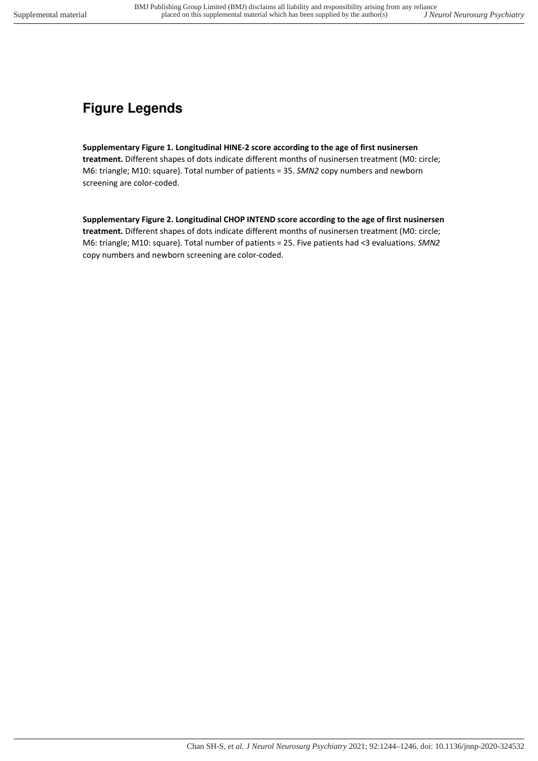# Figure Legends

**Supplementary Figure 1. Longitudinal HINE-2 score according to the age of first nusinersen treatment.** Different shapes of dots indicate different months of nusinersen treatment (M0: circle; M6: triangle; M10: square). Total number of patients = 35. *SMN2* copy numbers and newborn screening are color-coded.

**Supplementary Figure 2. Longitudinal CHOP INTEND score according to the age of first nusinersen treatment.** Different shapes of dots indicate different months of nusinersen treatment (M0: circle; M6: triangle; M10: square). Total number of patients = 25. Five patients had <3 evaluations. *SMN2* copy numbers and newborn screening are color-coded.